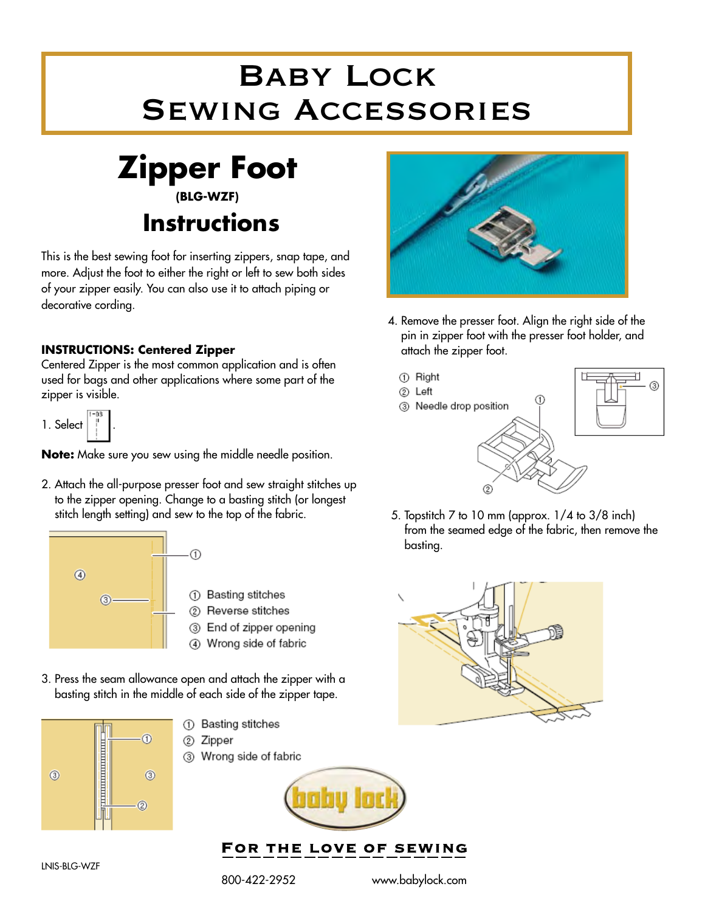# Baby Lock Sewing Accessories

# Zipper Foot

**(BLG-WZF)**

## Instructions

This is the best sewing foot for inserting zippers, snap tape, and more. Adjust the foot to either the right or left to sew both sides of your zipper easily. You can also use it to attach piping or decorative cording.

### INSTRUCTIONS: Centered Zipper

Centered Zipper is the most common application and is often used for bags and other applications where some part of the zipper is visible.

1. Select [1-03].

**Note:** Make sure you sew using the middle needle position.

2. Attach the all-purpose presser foot and sew straight stitches up to the zipper opening. Change to a basting stitch (or longest stitch length setting) and sew to the top of the fabric.

① Basting stitches
② Reverse stitches
③ End of zipper opening
④ Wrong side of fabric

3. Press the seam allowance open and attach the zipper with a basting stitch in the middle of each side of the zipper tape.

① Basting stitches
② Zipper
③ Wrong side of fabric

4. Remove the presser foot. Align the right side of the pin in zipper foot with the presser foot holder, and attach the zipper foot.

① Right
② Left
③ Needle drop position

5. Topstitch 7 to 10 mm (approx. 1/4 to 3/8 inch) from the seamed edge of the fabric, then remove the basting.

baby lock

**For the Love of Sewing**

LNIS-BLG-WZF

800-422-2952 www.babylock.com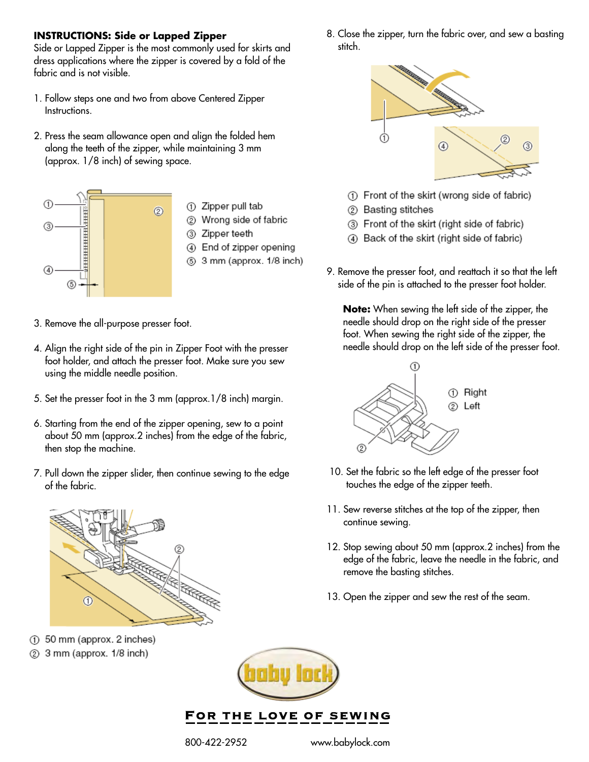## INSTRUCTIONS: Side or Lapped Zipper

Side or Lapped Zipper is the most commonly used for skirts and dress applications where the zipper is covered by a fold of the fabric and is not visible.

1. Follow steps one and two from above Centered Zipper Instructions.

2. Press the seam allowance open and align the folded hem along the teeth of the zipper, while maintaining 3 mm (approx. 1/8 inch) of sewing space.

① Zipper pull tab
② Wrong side of fabric
③ Zipper teeth
④ End of zipper opening
⑤ 3 mm (approx. 1/8 inch)

3. Remove the all-purpose presser foot.

4. Align the right side of the pin in Zipper Foot with the presser foot holder, and attach the presser foot. Make sure you sew using the middle needle position.

5. Set the presser foot in the 3 mm (approx.1/8 inch) margin.

6. Starting from the end of the zipper opening, sew to a point about 50 mm (approx.2 inches) from the edge of the fabric, then stop the machine.

7. Pull down the zipper slider, then continue sewing to the edge of the fabric.

① 50 mm (approx. 2 inches)
② 3 mm (approx. 1/8 inch)

8. Close the zipper, turn the fabric over, and sew a basting stitch.

① Front of the skirt (wrong side of fabric)
② Basting stitches
③ Front of the skirt (right side of fabric)
④ Back of the skirt (right side of fabric)

9. Remove the presser foot, and reattach it so that the left side of the pin is attached to the presser foot holder.

**Note:** When sewing the left side of the zipper, the needle should drop on the right side of the presser foot. When sewing the right side of the zipper, the needle should drop on the left side of the presser foot.

① Right
② Left

10. Set the fabric so the left edge of the presser foot touches the edge of the zipper teeth.

11. Sew reverse stitches at the top of the zipper, then continue sewing.

12. Stop sewing about 50 mm (approx.2 inches) from the edge of the fabric, leave the needle in the fabric, and remove the basting stitches.

13. Open the zipper and sew the rest of the seam.

baby lock

FOR THE LOVE OF SEWING

800-422-2952 www.babylock.com